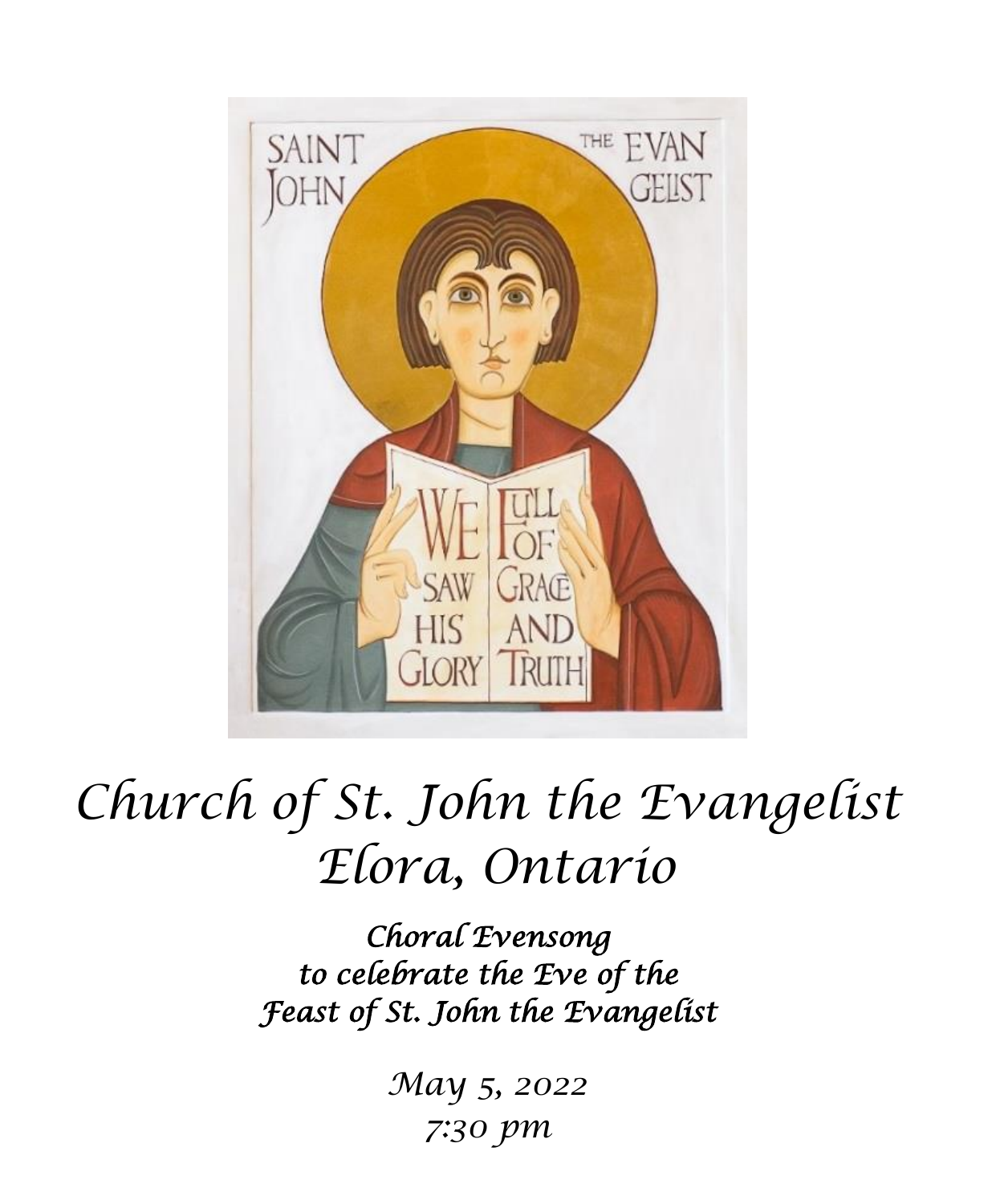# Church of St. John the Evangelist
# Elora, Ontario

### *Choral Evensong to celebrate the Eve of the Feast of St. John the Evangelist*

*May 5, 2022*
*7:30 pm*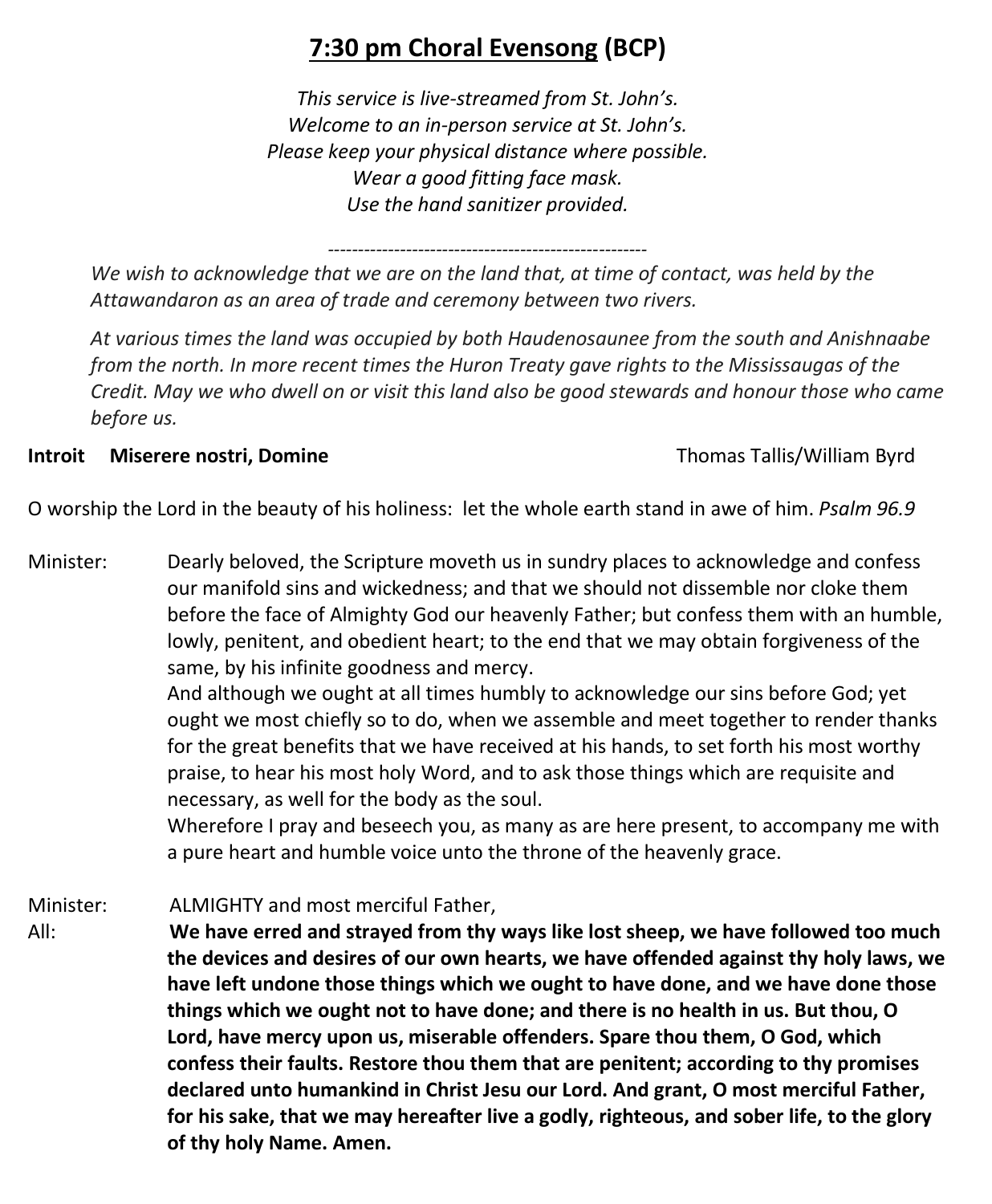## <u>7:30 pm Choral Evensong</u> (BCP)

*This service is live-streamed from St. John's.*
*Welcome to an in-person service at St. John's.*
*Please keep your physical distance where possible.*
*Wear a good fitting face mask.*
*Use the hand sanitizer provided.*

-----------------------------------------------------

*We wish to acknowledge that we are on the land that, at time of contact, was held by the Attawandaron as an area of trade and ceremony between two rivers.*

*At various times the land was occupied by both Haudenosaunee from the south and Anishnaabe from the north. In more recent times the Huron Treaty gave rights to the Mississaugas of the Credit. May we who dwell on or visit this land also be good stewards and honour those who came before us.*

**Introit Miserere nostri, Domine** — Thomas Tallis/William Byrd

O worship the Lord in the beauty of his holiness: let the whole earth stand in awe of him. *Psalm 96.9*

Minister: Dearly beloved, the Scripture moveth us in sundry places to acknowledge and confess our manifold sins and wickedness; and that we should not dissemble nor cloke them before the face of Almighty God our heavenly Father; but confess them with an humble, lowly, penitent, and obedient heart; to the end that we may obtain forgiveness of the same, by his infinite goodness and mercy.
And although we ought at all times humbly to acknowledge our sins before God; yet ought we most chiefly so to do, when we assemble and meet together to render thanks for the great benefits that we have received at his hands, to set forth his most worthy praise, to hear his most holy Word, and to ask those things which are requisite and necessary, as well for the body as the soul.
Wherefore I pray and beseech you, as many as are here present, to accompany me with a pure heart and humble voice unto the throne of the heavenly grace.

Minister: ALMIGHTY and most merciful Father,

All: **We have erred and strayed from thy ways like lost sheep, we have followed too much the devices and desires of our own hearts, we have offended against thy holy laws, we have left undone those things which we ought to have done, and we have done those things which we ought not to have done; and there is no health in us. But thou, O Lord, have mercy upon us, miserable offenders. Spare thou them, O God, which confess their faults. Restore thou them that are penitent; according to thy promises declared unto humankind in Christ Jesu our Lord. And grant, O most merciful Father, for his sake, that we may hereafter live a godly, righteous, and sober life, to the glory of thy holy Name. Amen.**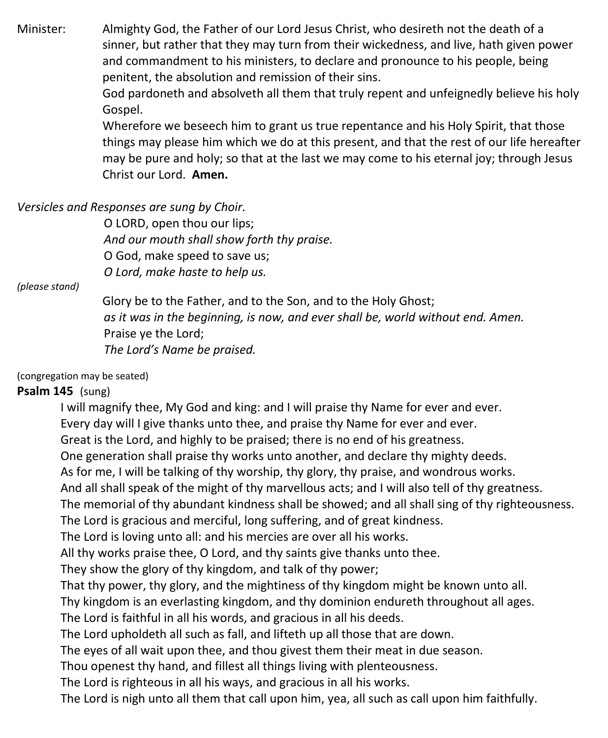Minister: Almighty God, the Father of our Lord Jesus Christ, who desireth not the death of a sinner, but rather that they may turn from their wickedness, and live, hath given power and commandment to his ministers, to declare and pronounce to his people, being penitent, the absolution and remission of their sins.
God pardoneth and absolveth all them that truly repent and unfeignedly believe his holy Gospel.
Wherefore we beseech him to grant us true repentance and his Holy Spirit, that those things may please him which we do at this present, and that the rest of our life hereafter may be pure and holy; so that at the last we may come to his eternal joy; through Jesus Christ our Lord. **Amen.**

*Versicles and Responses are sung by Choir.*

O LORD, open thou our lips;
*And our mouth shall show forth thy praise.*
O God, make speed to save us;
*O Lord, make haste to help us.*

*(please stand)*

Glory be to the Father, and to the Son, and to the Holy Ghost;
*as it was in the beginning, is now, and ever shall be, world without end. Amen.*
Praise ye the Lord;
*The Lord's Name be praised.*

(congregation may be seated)

**Psalm 145** (sung)

I will magnify thee, My God and king: and I will praise thy Name for ever and ever.
Every day will I give thanks unto thee, and praise thy Name for ever and ever.
Great is the Lord, and highly to be praised; there is no end of his greatness.
One generation shall praise thy works unto another, and declare thy mighty deeds.
As for me, I will be talking of thy worship, thy glory, thy praise, and wondrous works.
And all shall speak of the might of thy marvellous acts; and I will also tell of thy greatness.
The memorial of thy abundant kindness shall be showed; and all shall sing of thy righteousness.
The Lord is gracious and merciful, long suffering, and of great kindness.
The Lord is loving unto all: and his mercies are over all his works.
All thy works praise thee, O Lord, and thy saints give thanks unto thee.
They show the glory of thy kingdom, and talk of thy power;
That thy power, thy glory, and the mightiness of thy kingdom might be known unto all.
Thy kingdom is an everlasting kingdom, and thy dominion endureth throughout all ages.
The Lord is faithful in all his words, and gracious in all his deeds.
The Lord upholdeth all such as fall, and lifteth up all those that are down.
The eyes of all wait upon thee, and thou givest them their meat in due season.
Thou openest thy hand, and fillest all things living with plenteousness.
The Lord is righteous in all his ways, and gracious in all his works.
The Lord is nigh unto all them that call upon him, yea, all such as call upon him faithfully.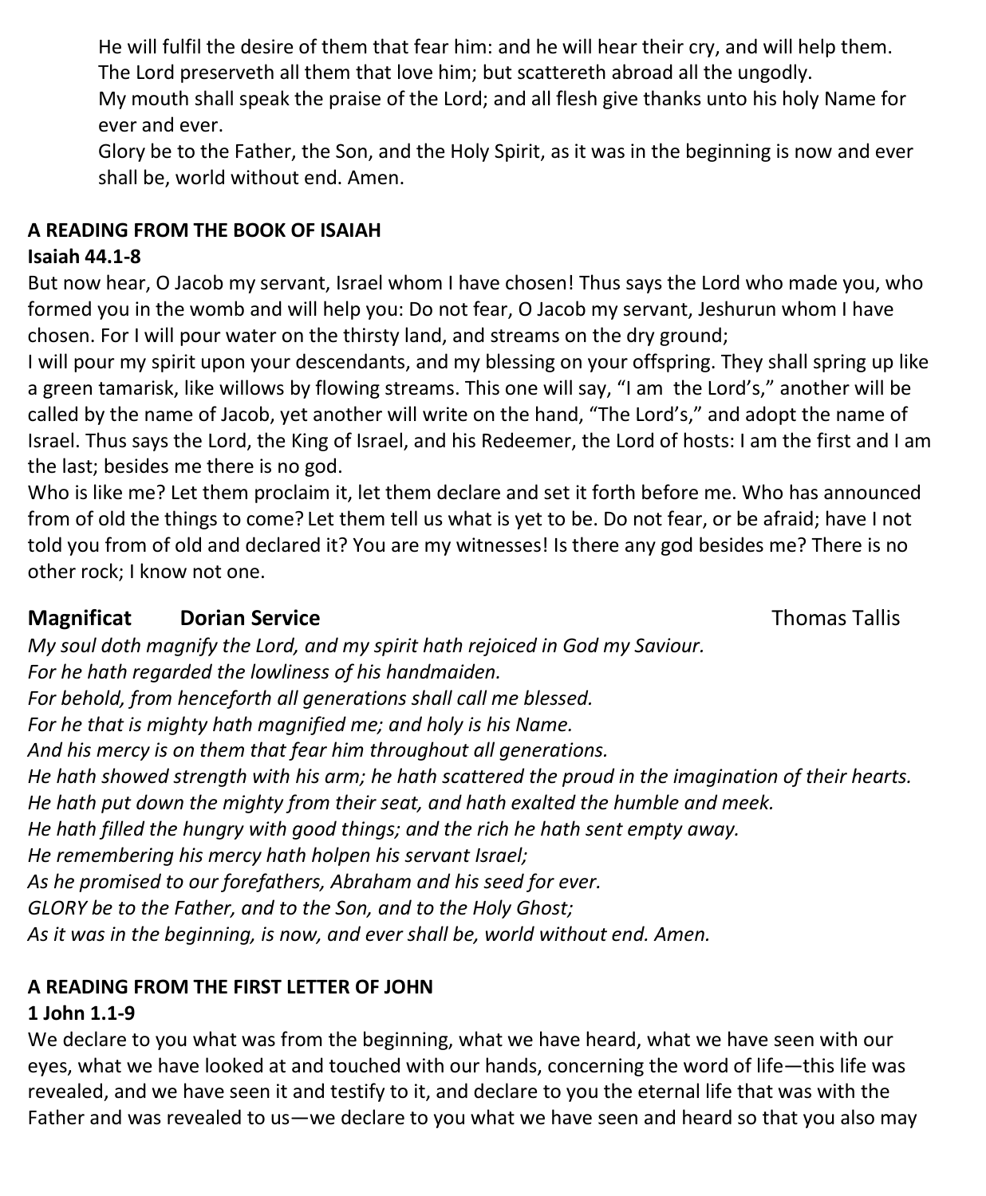He will fulfil the desire of them that fear him: and he will hear their cry, and will help them.
The Lord preserveth all them that love him; but scattereth abroad all the ungodly.
My mouth shall speak the praise of the Lord; and all flesh give thanks unto his holy Name for ever and ever.
Glory be to the Father, the Son, and the Holy Spirit, as it was in the beginning is now and ever shall be, world without end. Amen.

**A READING FROM THE BOOK OF ISAIAH**
**Isaiah 44.1-8**

But now hear, O Jacob my servant, Israel whom I have chosen! Thus says the Lord who made you, who formed you in the womb and will help you: Do not fear, O Jacob my servant, Jeshurun whom I have chosen. For I will pour water on the thirsty land, and streams on the dry ground;
I will pour my spirit upon your descendants, and my blessing on your offspring. They shall spring up like a green tamarisk, like willows by flowing streams. This one will say, "I am the Lord's," another will be called by the name of Jacob, yet another will write on the hand, "The Lord's," and adopt the name of Israel. Thus says the Lord, the King of Israel, and his Redeemer, the Lord of hosts: I am the first and I am the last; besides me there is no god.
Who is like me? Let them proclaim it, let them declare and set it forth before me. Who has announced from of old the things to come? Let them tell us what is yet to be. Do not fear, or be afraid; have I not told you from of old and declared it? You are my witnesses! Is there any god besides me? There is no other rock; I know not one.

## Magnificat Dorian Service Thomas Tallis

*My soul doth magnify the Lord, and my spirit hath rejoiced in God my Saviour.*
*For he hath regarded the lowliness of his handmaiden.*
*For behold, from henceforth all generations shall call me blessed.*
*For he that is mighty hath magnified me; and holy is his Name.*
*And his mercy is on them that fear him throughout all generations.*
*He hath showed strength with his arm; he hath scattered the proud in the imagination of their hearts.*
*He hath put down the mighty from their seat, and hath exalted the humble and meek.*
*He hath filled the hungry with good things; and the rich he hath sent empty away.*
*He remembering his mercy hath holpen his servant Israel;*
*As he promised to our forefathers, Abraham and his seed for ever.*
*GLORY be to the Father, and to the Son, and to the Holy Ghost;*
*As it was in the beginning, is now, and ever shall be, world without end. Amen.*

**A READING FROM THE FIRST LETTER OF JOHN**
**1 John 1.1-9**

We declare to you what was from the beginning, what we have heard, what we have seen with our eyes, what we have looked at and touched with our hands, concerning the word of life—this life was revealed, and we have seen it and testify to it, and declare to you the eternal life that was with the Father and was revealed to us—we declare to you what we have seen and heard so that you also may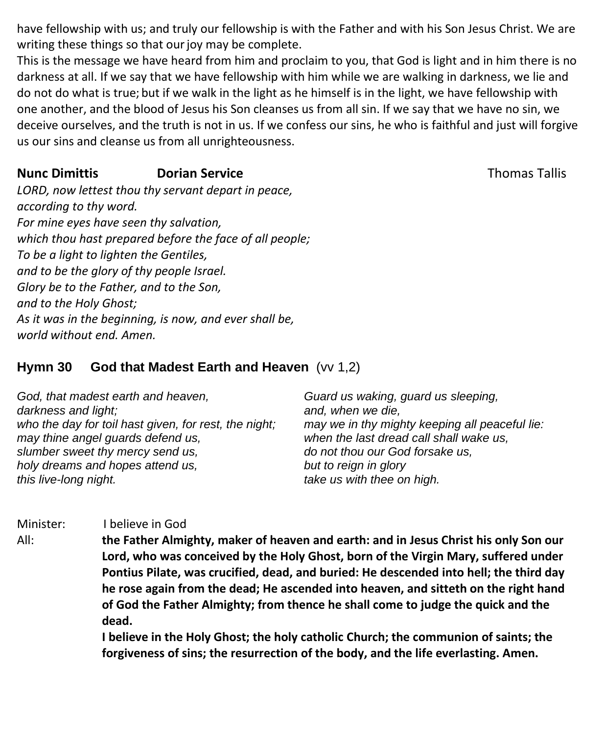have fellowship with us; and truly our fellowship is with the Father and with his Son Jesus Christ. We are writing these things so that our joy may be complete.

This is the message we have heard from him and proclaim to you, that God is light and in him there is no darkness at all. If we say that we have fellowship with him while we are walking in darkness, we lie and do not do what is true; but if we walk in the light as he himself is in the light, we have fellowship with one another, and the blood of Jesus his Son cleanses us from all sin. If we say that we have no sin, we deceive ourselves, and the truth is not in us. If we confess our sins, he who is faithful and just will forgive us our sins and cleanse us from all unrighteousness.

**Nunc Dimittis** **Dorian Service** Thomas Tallis

*LORD, now lettest thou thy servant depart in peace,*
*according to thy word.*
*For mine eyes have seen thy salvation,*
*which thou hast prepared before the face of all people;*
*To be a light to lighten the Gentiles,*
*and to be the glory of thy people Israel.*
*Glory be to the Father, and to the Son,*
*and to the Holy Ghost;*
*As it was in the beginning, is now, and ever shall be,*
*world without end. Amen.*

## Hymn 30 God that Madest Earth and Heaven (vv 1,2)

*God, that madest earth and heaven,*
*darkness and light;*
*who the day for toil hast given, for rest, the night;*
*may thine angel guards defend us,*
*slumber sweet thy mercy send us,*
*holy dreams and hopes attend us,*
*this live-long night.*

*Guard us waking, guard us sleeping,*
*and, when we die,*
*may we in thy mighty keeping all peaceful lie:*
*when the last dread call shall wake us,*
*do not thou our God forsake us,*
*but to reign in glory*
*take us with thee on high.*

Minister: I believe in God

All: **the Father Almighty, maker of heaven and earth: and in Jesus Christ his only Son our Lord, who was conceived by the Holy Ghost, born of the Virgin Mary, suffered under Pontius Pilate, was crucified, dead, and buried: He descended into hell; the third day he rose again from the dead; He ascended into heaven, and sitteth on the right hand of God the Father Almighty; from thence he shall come to judge the quick and the dead.**

**I believe in the Holy Ghost; the holy catholic Church; the communion of saints; the forgiveness of sins; the resurrection of the body, and the life everlasting. Amen.**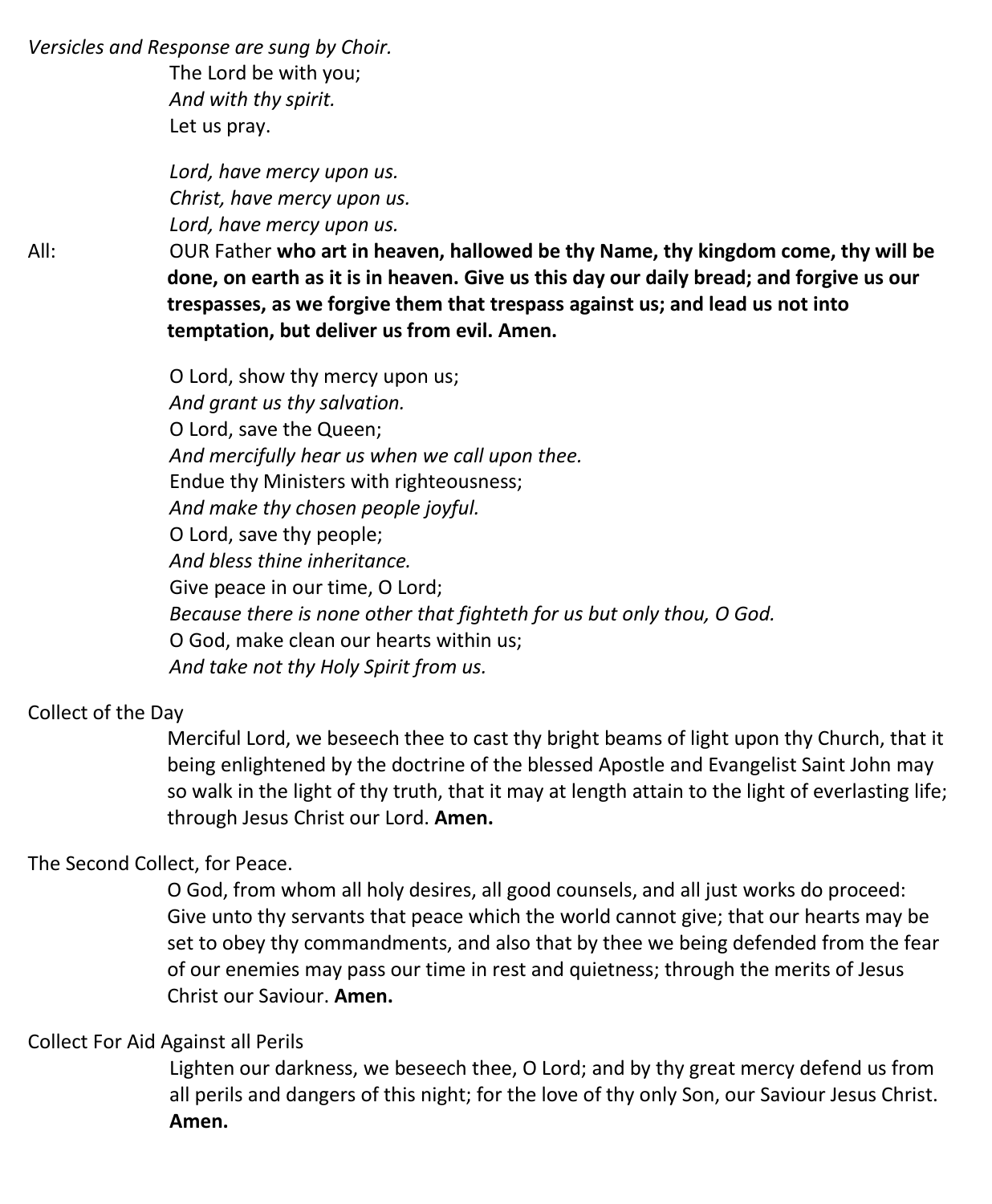*Versicles and Response are sung by Choir.*

The Lord be with you;
*And with thy spirit.*
Let us pray.

*Lord, have mercy upon us.*
*Christ, have mercy upon us.*
*Lord, have mercy upon us.*

All: OUR Father **who art in heaven, hallowed be thy Name, thy kingdom come, thy will be done, on earth as it is in heaven. Give us this day our daily bread; and forgive us our trespasses, as we forgive them that trespass against us; and lead us not into temptation, but deliver us from evil. Amen.**

O Lord, show thy mercy upon us;
*And grant us thy salvation.*
O Lord, save the Queen;
*And mercifully hear us when we call upon thee.*
Endue thy Ministers with righteousness;
*And make thy chosen people joyful.*
O Lord, save thy people;
*And bless thine inheritance.*
Give peace in our time, O Lord;
*Because there is none other that fighteth for us but only thou, O God.*
O God, make clean our hearts within us;
*And take not thy Holy Spirit from us.*

Collect of the Day

Merciful Lord, we beseech thee to cast thy bright beams of light upon thy Church, that it being enlightened by the doctrine of the blessed Apostle and Evangelist Saint John may so walk in the light of thy truth, that it may at length attain to the light of everlasting life; through Jesus Christ our Lord. **Amen.**

The Second Collect, for Peace.

O God, from whom all holy desires, all good counsels, and all just works do proceed: Give unto thy servants that peace which the world cannot give; that our hearts may be set to obey thy commandments, and also that by thee we being defended from the fear of our enemies may pass our time in rest and quietness; through the merits of Jesus Christ our Saviour. **Amen.**

Collect For Aid Against all Perils

Lighten our darkness, we beseech thee, O Lord; and by thy great mercy defend us from all perils and dangers of this night; for the love of thy only Son, our Saviour Jesus Christ. **Amen.**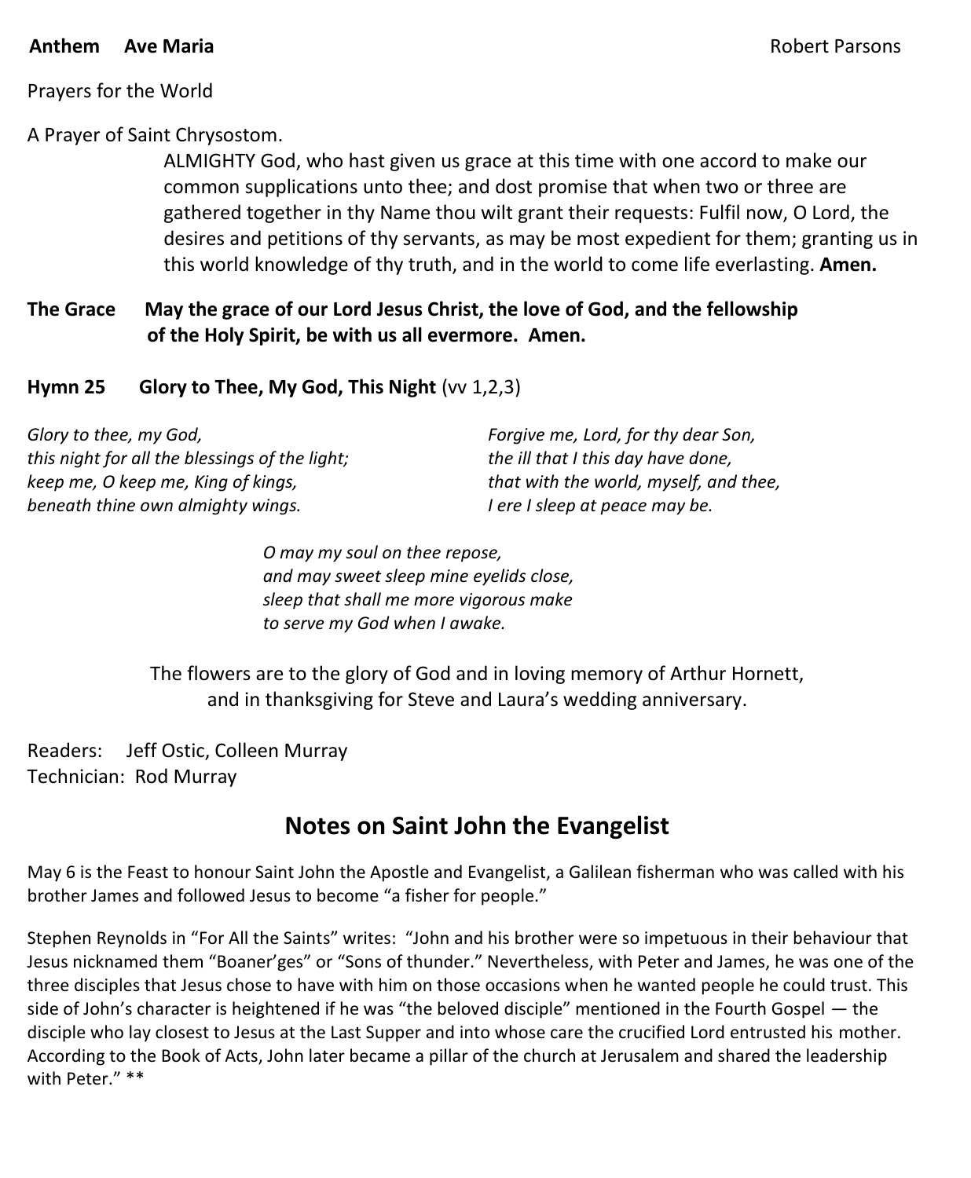**Anthem Ave Maria** Robert Parsons

Prayers for the World

A Prayer of Saint Chrysostom.

ALMIGHTY God, who hast given us grace at this time with one accord to make our common supplications unto thee; and dost promise that when two or three are gathered together in thy Name thou wilt grant their requests: Fulfil now, O Lord, the desires and petitions of thy servants, as may be most expedient for them; granting us in this world knowledge of thy truth, and in the world to come life everlasting. **Amen.**

**The Grace May the grace of our Lord Jesus Christ, the love of God, and the fellowship of the Holy Spirit, be with us all evermore. Amen.**

**Hymn 25 Glory to Thee, My God, This Night** (vv 1,2,3)

*Glory to thee, my God,*
*this night for all the blessings of the light;*
*keep me, O keep me, King of kings,*
*beneath thine own almighty wings.*

*Forgive me, Lord, for thy dear Son,*
*the ill that I this day have done,*
*that with the world, myself, and thee,*
*I ere I sleep at peace may be.*

*O may my soul on thee repose,*
*and may sweet sleep mine eyelids close,*
*sleep that shall me more vigorous make*
*to serve my God when I awake.*

The flowers are to the glory of God and in loving memory of Arthur Hornett, and in thanksgiving for Steve and Laura's wedding anniversary.

Readers: Jeff Ostic, Colleen Murray
Technician: Rod Murray

## Notes on Saint John the Evangelist

May 6 is the Feast to honour Saint John the Apostle and Evangelist, a Galilean fisherman who was called with his brother James and followed Jesus to become "a fisher for people."

Stephen Reynolds in "For All the Saints" writes: "John and his brother were so impetuous in their behaviour that Jesus nicknamed them "Boaner'ges" or "Sons of thunder." Nevertheless, with Peter and James, he was one of the three disciples that Jesus chose to have with him on those occasions when he wanted people he could trust. This side of John's character is heightened if he was "the beloved disciple" mentioned in the Fourth Gospel — the disciple who lay closest to Jesus at the Last Supper and into whose care the crucified Lord entrusted his mother. According to the Book of Acts, John later became a pillar of the church at Jerusalem and shared the leadership with Peter." **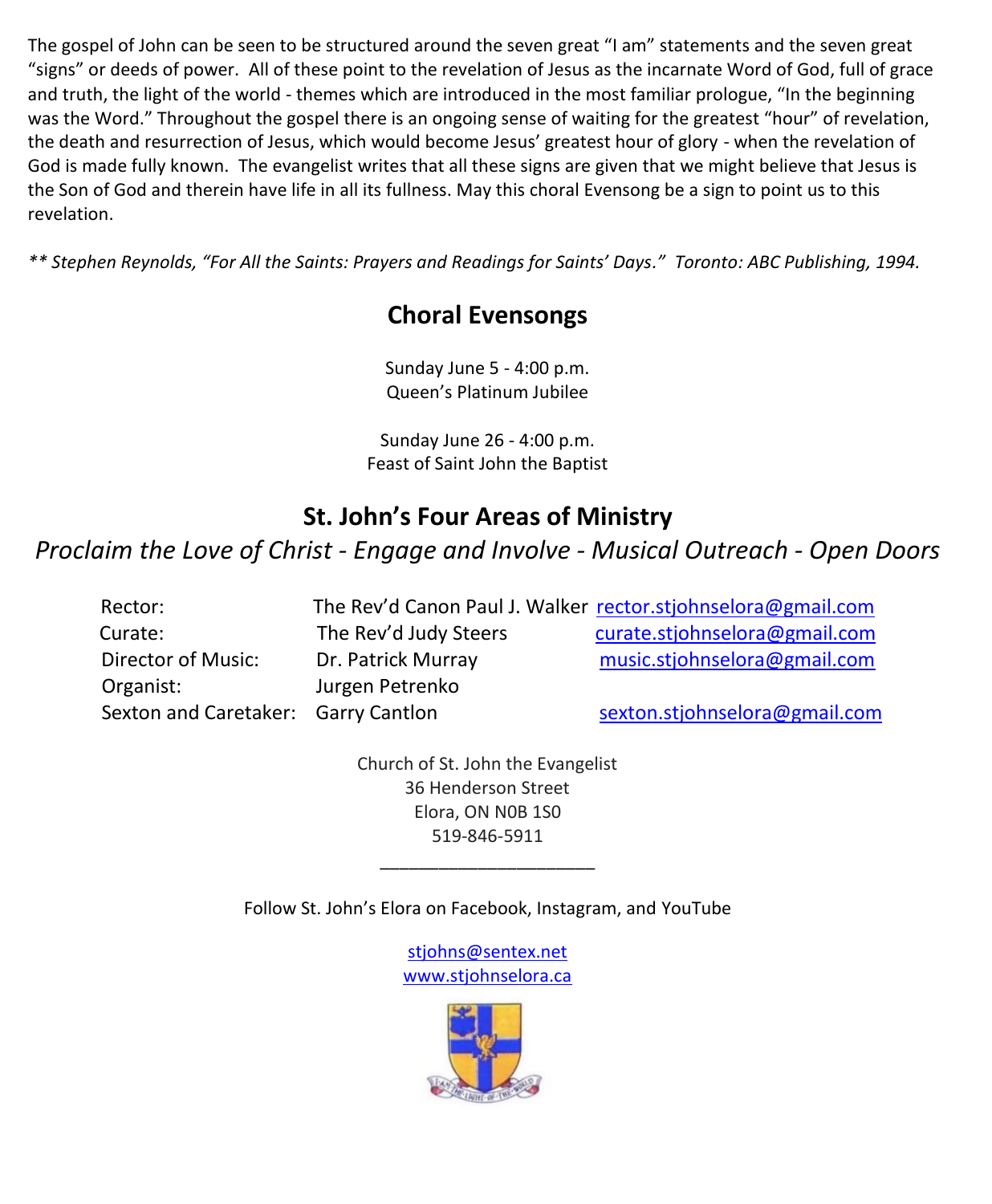The gospel of John can be seen to be structured around the seven great "I am" statements and the seven great "signs" or deeds of power. All of these point to the revelation of Jesus as the incarnate Word of God, full of grace and truth, the light of the world - themes which are introduced in the most familiar prologue, "In the beginning was the Word." Throughout the gospel there is an ongoing sense of waiting for the greatest "hour" of revelation, the death and resurrection of Jesus, which would become Jesus' greatest hour of glory - when the revelation of God is made fully known. The evangelist writes that all these signs are given that we might believe that Jesus is the Son of God and therein have life in all its fullness. May this choral Evensong be a sign to point us to this revelation.

*** Stephen Reynolds, "For All the Saints: Prayers and Readings for Saints' Days." Toronto: ABC Publishing, 1994.*

## Choral Evensongs

Sunday June 5 - 4:00 p.m.
Queen's Platinum Jubilee

Sunday June 26 - 4:00 p.m.
Feast of Saint John the Baptist

## St. John's Four Areas of Ministry

*Proclaim the Love of Christ - Engage and Involve - Musical Outreach - Open Doors*

| | | |
|---|---|---|
| Rector: | The Rev'd Canon Paul J. Walker | rector.stjohnselora@gmail.com |
| Curate: | The Rev'd Judy Steers | curate.stjohnselora@gmail.com |
| Director of Music: | Dr. Patrick Murray | music.stjohnselora@gmail.com |
| Organist: | Jurgen Petrenko | |
| Sexton and Caretaker: | Garry Cantlon | sexton.stjohnselora@gmail.com |

Church of St. John the Evangelist
36 Henderson Street
Elora, ON N0B 1S0
519-846-5911

---

Follow St. John's Elora on Facebook, Instagram, and YouTube

stjohns@sentex.net
www.stjohnselora.ca